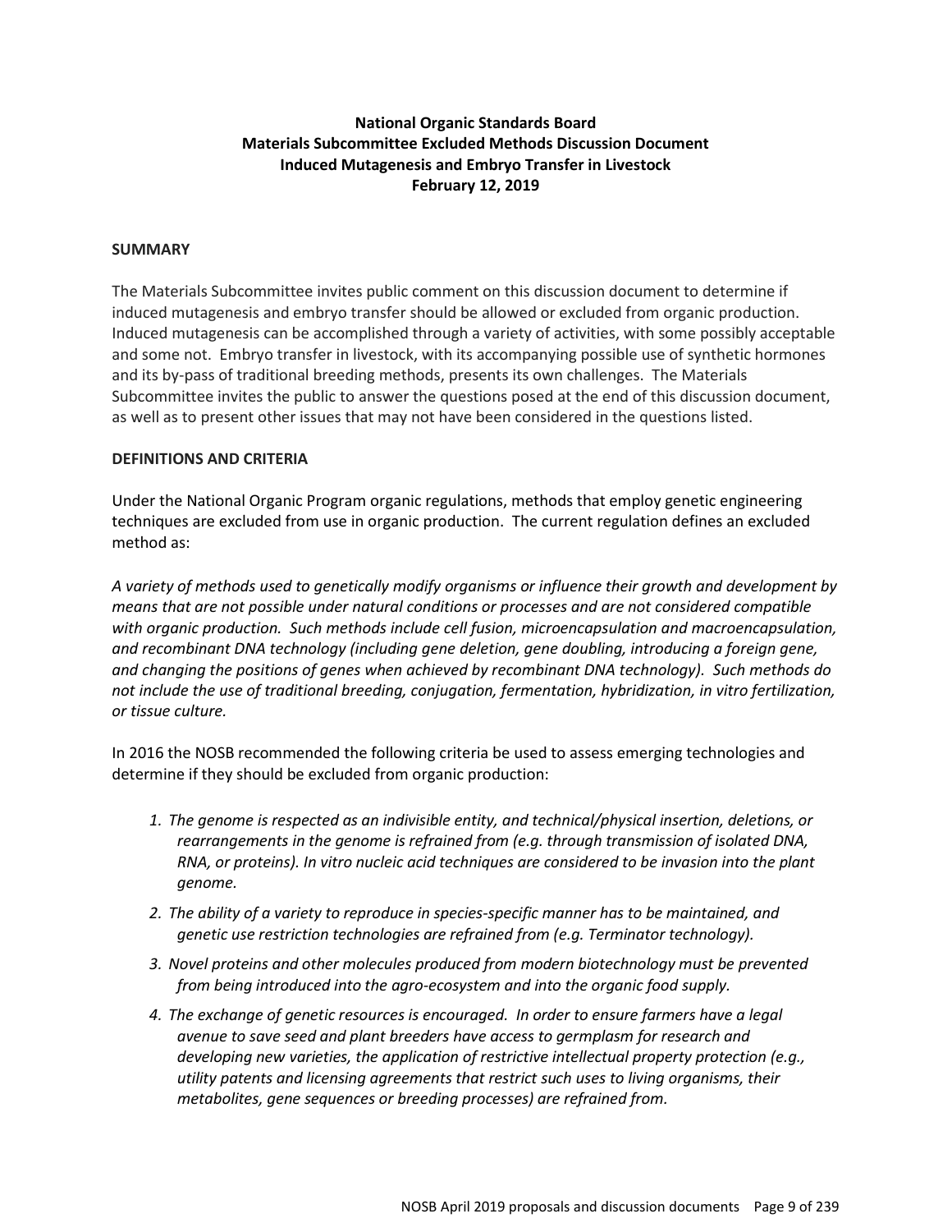**National Organic Standards Board**
**Materials Subcommittee Excluded Methods Discussion Document**
**Induced Mutagenesis and Embryo Transfer in Livestock**
**February 12, 2019**

## SUMMARY

The Materials Subcommittee invites public comment on this discussion document to determine if induced mutagenesis and embryo transfer should be allowed or excluded from organic production. Induced mutagenesis can be accomplished through a variety of activities, with some possibly acceptable and some not. Embryo transfer in livestock, with its accompanying possible use of synthetic hormones and its by-pass of traditional breeding methods, presents its own challenges. The Materials Subcommittee invites the public to answer the questions posed at the end of this discussion document, as well as to present other issues that may not have been considered in the questions listed.

## DEFINITIONS AND CRITERIA

Under the National Organic Program organic regulations, methods that employ genetic engineering techniques are excluded from use in organic production. The current regulation defines an excluded method as:

*A variety of methods used to genetically modify organisms or influence their growth and development by means that are not possible under natural conditions or processes and are not considered compatible with organic production. Such methods include cell fusion, microencapsulation and macroencapsulation, and recombinant DNA technology (including gene deletion, gene doubling, introducing a foreign gene, and changing the positions of genes when achieved by recombinant DNA technology). Such methods do not include the use of traditional breeding, conjugation, fermentation, hybridization, in vitro fertilization, or tissue culture.*

In 2016 the NOSB recommended the following criteria be used to assess emerging technologies and determine if they should be excluded from organic production:

1. *The genome is respected as an indivisible entity, and technical/physical insertion, deletions, or rearrangements in the genome is refrained from (e.g. through transmission of isolated DNA, RNA, or proteins). In vitro nucleic acid techniques are considered to be invasion into the plant genome.*
2. *The ability of a variety to reproduce in species-specific manner has to be maintained, and genetic use restriction technologies are refrained from (e.g. Terminator technology).*
3. *Novel proteins and other molecules produced from modern biotechnology must be prevented from being introduced into the agro-ecosystem and into the organic food supply.*
4. *The exchange of genetic resources is encouraged. In order to ensure farmers have a legal avenue to save seed and plant breeders have access to germplasm for research and developing new varieties, the application of restrictive intellectual property protection (e.g., utility patents and licensing agreements that restrict such uses to living organisms, their metabolites, gene sequences or breeding processes) are refrained from.*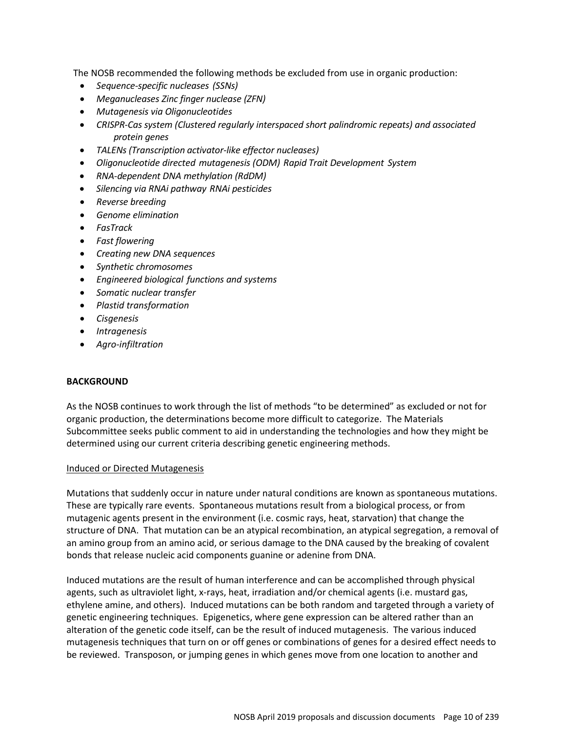The NOSB recommended the following methods be excluded from use in organic production:

- *Sequence-specific nucleases (SSNs)*
- *Meganucleases Zinc finger nuclease (ZFN)*
- *Mutagenesis via Oligonucleotides*
- *CRISPR-Cas system (Clustered regularly interspaced short palindromic repeats) and associated protein genes*
- *TALENs (Transcription activator-like effector nucleases)*
- *Oligonucleotide directed mutagenesis (ODM) Rapid Trait Development System*
- *RNA-dependent DNA methylation (RdDM)*
- *Silencing via RNAi pathway RNAi pesticides*
- *Reverse breeding*
- *Genome elimination*
- *FasTrack*
- *Fast flowering*
- *Creating new DNA sequences*
- *Synthetic chromosomes*
- *Engineered biological functions and systems*
- *Somatic nuclear transfer*
- *Plastid transformation*
- *Cisgenesis*
- *Intragenesis*
- *Agro-infiltration*

**BACKGROUND**

As the NOSB continues to work through the list of methods "to be determined" as excluded or not for organic production, the determinations become more difficult to categorize. The Materials Subcommittee seeks public comment to aid in understanding the technologies and how they might be determined using our current criteria describing genetic engineering methods.

Induced or Directed Mutagenesis

Mutations that suddenly occur in nature under natural conditions are known as spontaneous mutations. These are typically rare events. Spontaneous mutations result from a biological process, or from mutagenic agents present in the environment (i.e. cosmic rays, heat, starvation) that change the structure of DNA. That mutation can be an atypical recombination, an atypical segregation, a removal of an amino group from an amino acid, or serious damage to the DNA caused by the breaking of covalent bonds that release nucleic acid components guanine or adenine from DNA.

Induced mutations are the result of human interference and can be accomplished through physical agents, such as ultraviolet light, x-rays, heat, irradiation and/or chemical agents (i.e. mustard gas, ethylene amine, and others). Induced mutations can be both random and targeted through a variety of genetic engineering techniques. Epigenetics, where gene expression can be altered rather than an alteration of the genetic code itself, can be the result of induced mutagenesis. The various induced mutagenesis techniques that turn on or off genes or combinations of genes for a desired effect needs to be reviewed. Transposon, or jumping genes in which genes move from one location to another and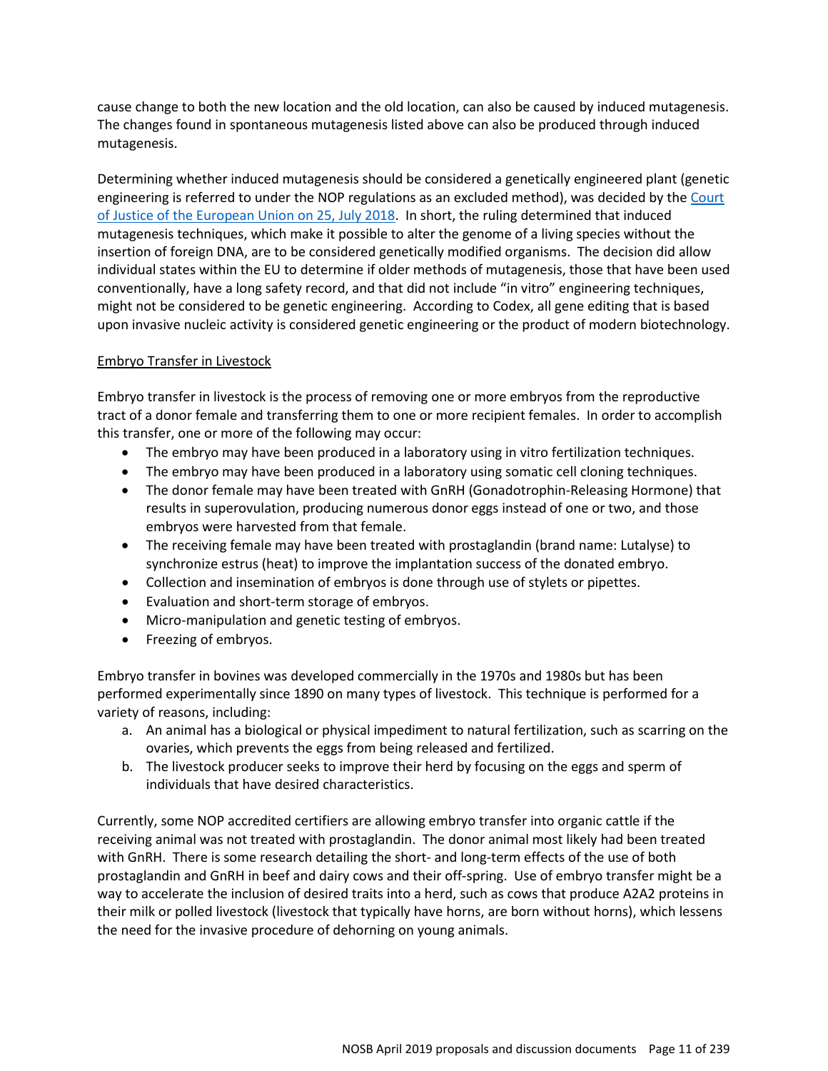cause change to both the new location and the old location, can also be caused by induced mutagenesis. The changes found in spontaneous mutagenesis listed above can also be produced through induced mutagenesis.

Determining whether induced mutagenesis should be considered a genetically engineered plant (genetic engineering is referred to under the NOP regulations as an excluded method), was decided by the Court of Justice of the European Union on 25, July 2018. In short, the ruling determined that induced mutagenesis techniques, which make it possible to alter the genome of a living species without the insertion of foreign DNA, are to be considered genetically modified organisms. The decision did allow individual states within the EU to determine if older methods of mutagenesis, those that have been used conventionally, have a long safety record, and that did not include "in vitro" engineering techniques, might not be considered to be genetic engineering. According to Codex, all gene editing that is based upon invasive nucleic activity is considered genetic engineering or the product of modern biotechnology.

## Embryo Transfer in Livestock

Embryo transfer in livestock is the process of removing one or more embryos from the reproductive tract of a donor female and transferring them to one or more recipient females. In order to accomplish this transfer, one or more of the following may occur:

- The embryo may have been produced in a laboratory using in vitro fertilization techniques.
- The embryo may have been produced in a laboratory using somatic cell cloning techniques.
- The donor female may have been treated with GnRH (Gonadotrophin-Releasing Hormone) that results in superovulation, producing numerous donor eggs instead of one or two, and those embryos were harvested from that female.
- The receiving female may have been treated with prostaglandin (brand name: Lutalyse) to synchronize estrus (heat) to improve the implantation success of the donated embryo.
- Collection and insemination of embryos is done through use of stylets or pipettes.
- Evaluation and short-term storage of embryos.
- Micro-manipulation and genetic testing of embryos.
- Freezing of embryos.

Embryo transfer in bovines was developed commercially in the 1970s and 1980s but has been performed experimentally since 1890 on many types of livestock. This technique is performed for a variety of reasons, including:

a. An animal has a biological or physical impediment to natural fertilization, such as scarring on the ovaries, which prevents the eggs from being released and fertilized.
b. The livestock producer seeks to improve their herd by focusing on the eggs and sperm of individuals that have desired characteristics.

Currently, some NOP accredited certifiers are allowing embryo transfer into organic cattle if the receiving animal was not treated with prostaglandin. The donor animal most likely had been treated with GnRH. There is some research detailing the short- and long-term effects of the use of both prostaglandin and GnRH in beef and dairy cows and their off-spring. Use of embryo transfer might be a way to accelerate the inclusion of desired traits into a herd, such as cows that produce A2A2 proteins in their milk or polled livestock (livestock that typically have horns, are born without horns), which lessens the need for the invasive procedure of dehorning on young animals.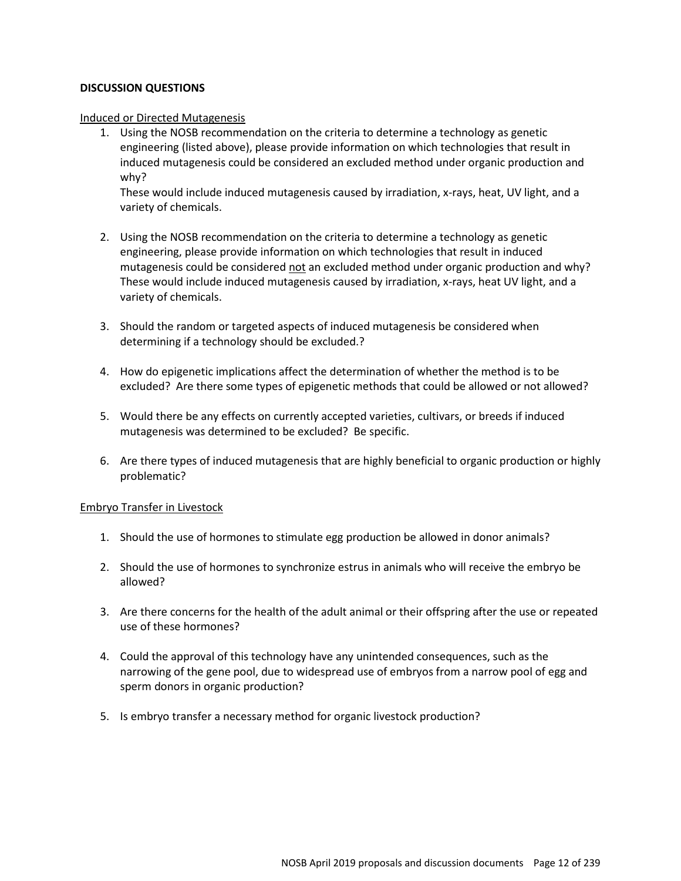**DISCUSSION QUESTIONS**

Induced or Directed Mutagenesis

1. Using the NOSB recommendation on the criteria to determine a technology as genetic engineering (listed above), please provide information on which technologies that result in induced mutagenesis could be considered an excluded method under organic production and why?
   These would include induced mutagenesis caused by irradiation, x-rays, heat, UV light, and a variety of chemicals.

2. Using the NOSB recommendation on the criteria to determine a technology as genetic engineering, please provide information on which technologies that result in induced mutagenesis could be considered not an excluded method under organic production and why? These would include induced mutagenesis caused by irradiation, x-rays, heat UV light, and a variety of chemicals.

3. Should the random or targeted aspects of induced mutagenesis be considered when determining if a technology should be excluded.?

4. How do epigenetic implications affect the determination of whether the method is to be excluded? Are there some types of epigenetic methods that could be allowed or not allowed?

5. Would there be any effects on currently accepted varieties, cultivars, or breeds if induced mutagenesis was determined to be excluded? Be specific.

6. Are there types of induced mutagenesis that are highly beneficial to organic production or highly problematic?

Embryo Transfer in Livestock

1. Should the use of hormones to stimulate egg production be allowed in donor animals?

2. Should the use of hormones to synchronize estrus in animals who will receive the embryo be allowed?

3. Are there concerns for the health of the adult animal or their offspring after the use or repeated use of these hormones?

4. Could the approval of this technology have any unintended consequences, such as the narrowing of the gene pool, due to widespread use of embryos from a narrow pool of egg and sperm donors in organic production?

5. Is embryo transfer a necessary method for organic livestock production?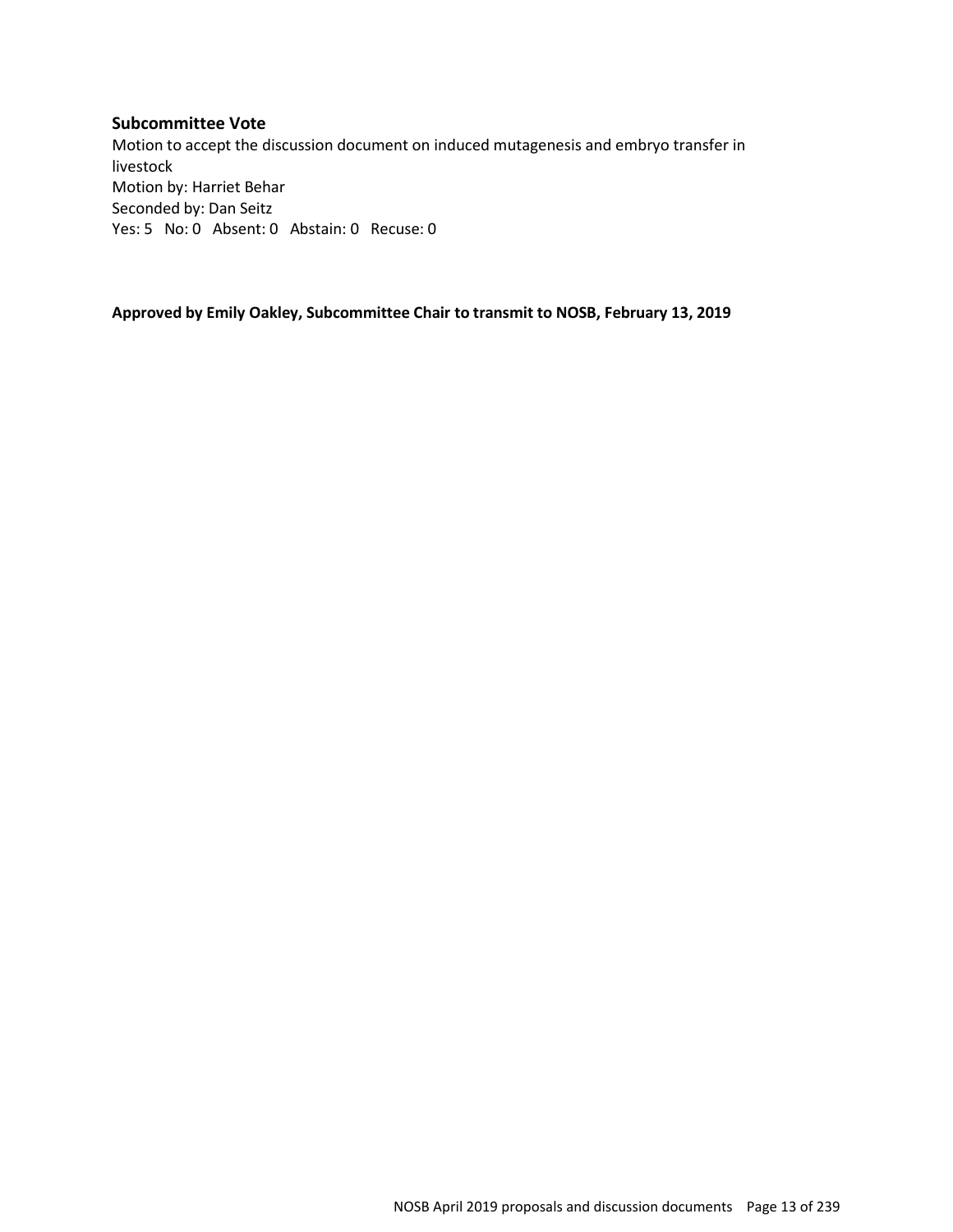### Subcommittee Vote

Motion to accept the discussion document on induced mutagenesis and embryo transfer in livestock
Motion by: Harriet Behar
Seconded by: Dan Seitz
Yes: 5 No: 0 Absent: 0 Abstain: 0 Recuse: 0

**Approved by Emily Oakley, Subcommittee Chair to transmit to NOSB, February 13, 2019**